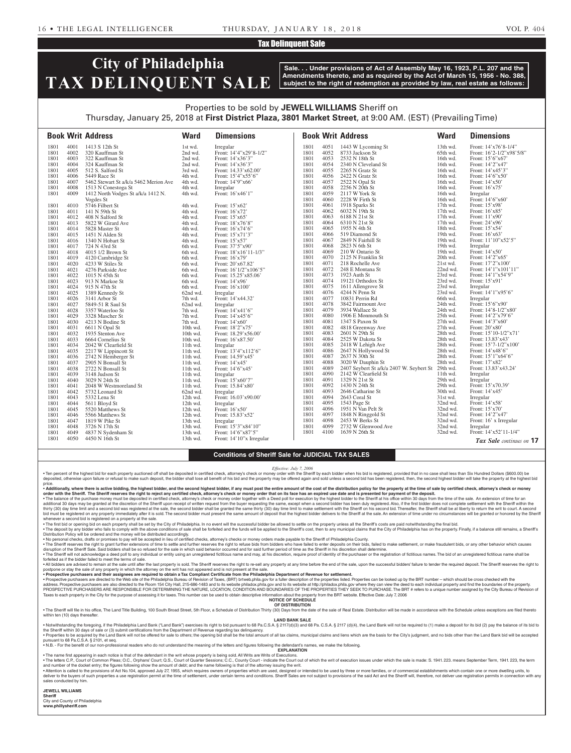Tax Delinquent Sale

# City of Philadelphia TAX DELINQUENT SALE

**Sale. . . Under provisions of Act of Assembly May 16, 1923, P.L. 207 and the Amendments thereto, and as required by the Act of March 15, 1956 - No. 388, subject to the right of redemption as provided by law, real estate as follows:**

Properties to be sold by **JEWELL WILLIAMS** Sheriff on
Thursday, January 25, 2018 at **First District Plaza, 3801 Market Street**, at 9:00 AM. (EST) (Prevailing Time)

| Book | Writ | Address | Ward | Dimensions |
|---|---|---|---|---|
| 1801 | 4001 | 1413 S 12th St | 1st wd. | Irregular |
| 1801 | 4002 | 320 Kauffman St | 2nd wd. | Front: 14'4"x29'8-1/2" |
| 1801 | 4003 | 322 Kauffman St | 2nd wd. | Front: 14'x36'3" |
| 1801 | 4004 | 324 Kauffman St | 2nd wd. | Front: 14'x36'3" |
| 1801 | 4005 | 512 S. Salford St | 3rd wd. | Front: 14.33'x62.00' |
| 1801 | 4006 | 5449 Race St | 4th wd. | Front: 15'4"x55'6" |
| 1801 | 4007 | 5462 Stewart St a/k/a 5462 Merion Ave | 4th wd. | Front: 14'9"x66' |
| 1801 | 4008 | 1513 N Conestoga St | 4th wd. | Irregular |
| 1801 | 4009 | 1412 North Vodges St a/k/a 1412 N. Vogdes St | 4th wd. | Front: 16'x46'1" |
| 1801 | 4010 | 5746 Filbert St | 4th wd. | Front: 15'x62' |
| 1801 | 4011 | 141 N 59th St | 4th wd. | Front: 16'x72' |
| 1801 | 4012 | 408 N Salford St | 4th wd. | Front: 15'x65' |
| 1801 | 4013 | 5822 W Girard Ave | 4th wd. | Front: 18'x76'8" |
| 1801 | 4014 | 5828 Master St | 4th wd. | Front: 16'x74'6" |
| 1801 | 4015 | 1451 N Alden St | 4th wd. | Front: 15'x71'3" |
| 1801 | 4016 | 1340 N Hobart St | 4th wd. | Front: 15'x57' |
| 1801 | 4017 | 724 N 43rd St | 6th wd. | Front: 37'5"x90' |
| 1801 | 4018 | 4015 1/2 Brown St | 6th wd. | Front: 18'x16'11-1/3" |
| 1801 | 4019 | 4120 Cambridge St | 6th wd. | Front: 16'x79' |
| 1801 | 4020 | 4233 W Stiles St | 6th wd. | Front: 20'x67.82' |
| 1801 | 4021 | 4276 Parkside Ave | 6th wd. | Front: 16'1/2"x106'5" |
| 1801 | 4022 | 1015 N 45th St | 6th wd. | Front: 15.25'x85.06' |
| 1801 | 4023 | 913 N Markoe St | 6th wd. | Front: 14'x96' |
| 1801 | 4024 | 915 N 47th St | 6th wd. | Front: 16'x100' |
| 1801 | 4025 | 1389 Kennedy St | 62nd wd. | Irregular |
| 1801 | 4026 | 3141 Arbor St | 7th wd. | Front: 14'x44.32' |
| 1801 | 4027 | 5849-51 R Saul St | 62nd wd. | Irregular |
| 1801 | 4028 | 3357 Waterloo St | 7th wd. | Front: 14'x41'6" |
| 1801 | 4029 | 3328 Mascher St | 7th wd. | Front: 14'x45'6" |
| 1801 | 4030 | 4213 N Bodine St | 7th wd. | Front: 14'x60' |
| 1801 | 4031 | 6611 N Opal St | 10th wd. | Front: 18'2"x75' |
| 1801 | 4032 | 1935 Stenton Ave | 10th wd. | Front: 18.29'x56.00' |
| 1801 | 4033 | 6664 Cornelius St | 10th wd. | Front: 16'x87.50' |
| 1801 | 4034 | 2042 W Clearfield St | 11th wd. | Irregular |
| 1801 | 4035 | 2217 W Lippincott St | 11th wd. | Front: 13'4"x112'6" |
| 1801 | 4036 | 2742 N Hemberger St | 11th wd. | Front: 14.59'x45' |
| 1801 | 4037 | 2905 N Bonsall St | 11th wd. | Front: 14'x45' |
| 1801 | 4038 | 2722 N Bonsall St | 11th wd. | Front: 14'6"x45' |
| 1801 | 4039 | 3148 Judson St | 11th wd. | Irregular |
| 1801 | 4040 | 3029 N 24th St | 11th wd. | Front: 15'x60'7" |
| 1801 | 4041 | 2048 W Westmoreland St | 11th wd. | Front: 15.84'x80' |
| 1801 | 4042 | 5732 Leonard St | 62nd wd. | Irregular |
| 1801 | 4043 | 5332 Lena St | 12th wd. | Front: 16.03'x90.00' |
| 1801 | 4044 | 5611 Bloyd St | 12th wd. | Irregular |
| 1801 | 4045 | 5520 Matthews St | 12th wd. | Front: 16'x50' |
| 1801 | 4046 | 5566 Matthews St | 12th wd. | Front: 15.83'x52' |
| 1801 | 4047 | 1819 W Pike St | 13th wd. | Irregular |
| 1801 | 4048 | 3726 N 17th St | 13th wd. | Front: 15'3"x84'10" |
| 1801 | 4049 | 4837 N Sydenham St | 13th wd. | Front: 14'6"x87'5" |
| 1801 | 4050 | 4450 N 16th St | 13th wd. | Front: 14'10"x Irregular |
| 1801 | 4051 | 1443 W Lycoming St | 13th wd. | Front: 14'x76'8-1/4" |
| 1801 | 4052 | 8733 Jackson St | 65th wd. | Front: 16'2-1/2"x98'5/8" |
| 1801 | 4053 | 2532 N 18th St | 16th wd. | Front: 15'6"x67' |
| 1801 | 4054 | 2340 N Cleveland St | 16th wd. | Front: 14'2"x47' |
| 1801 | 4055 | 2265 N Gratz St | 16th wd. | Front: 14'x45'3" |
| 1801 | 4056 | 2422 N Gratz St | 16th wd. | Front: 14'6"x50' |
| 1801 | 4057 | 2522 N Opal St | 16th wd. | Front: 14'x50' |
| 1801 | 4058 | 2256 N 20th St | 16th wd. | Front: 16'x75' |
| 1801 | 4059 | 2117 W York St | 16th wd. | Irregular |
| 1801 | 4060 | 2228 W Firth St | 16th wd. | Front: 14'6"x60' |
| 1801 | 4061 | 1918 Sparks St | 17th wd. | Front: 15'x98' |
| 1801 | 4062 | 6032 N 19th St | 17th wd. | Front: 16'x85' |
| 1801 | 4063 | 6188 N 21st St | 17th wd. | Front: 11'x90' |
| 1801 | 4064 | 6310 N 21st St | 17th wd. | Front: 24'x96' |
| 1801 | 4065 | 1955 N 4th St | 18th wd. | Front: 15'x54' |
| 1801 | 4066 | 519 Diamond St | 19th wd. | Front: 16'x63' |
| 1801 | 4067 | 2849 N Fairhill St | 19th wd. | Front: 11'10"x52'5" |
| 1801 | 4068 | 2823 N 6th St | 19th wd. | Irregular |
| 1801 | 4069 | 210 W Ontario St | 19th wd. | Front: 14'x50' |
| 1801 | 4070 | 2125 N Franklin St | 20th wd. | Front: 14'2"x65' |
| 1801 | 4071 | 218 Rochelle Ave | 21st wd. | Front: 17'2"x100' |
| 1801 | 4072 | 248 E Montana St | 22nd wd. | Front: 14'1"x101'11" |
| 1801 | 4073 | 1923 Auth St | 23rd wd. | Front: 14'1"x54'9" |
| 1801 | 4074 | 19121 Orthodox St | 23rd wd. | Front: 15'x91' |
| 1801 | 4075 | 1611 Allengrove St | 23rd wd. | Irregular |
| 1801 | 4076 | 4244 N Penn St | 23rd wd. | Front: 14'1"x95'6" |
| 1801 | 4077 | 10831 Perrin Rd | 66th wd. | Irregular |
| 1801 | 4078 | 3842 Fairmount Ave | 24th wd. | Front: 15'6"x90' |
| 1801 | 4079 | 3934 Wallace St | 24th wd. | Front: 14'8-1/2"x80' |
| 1801 | 4080 | 1906 E Monmouth St | 25th wd. | Front: 14'2"x79'6" |
| 1801 | 4081 | 1347 S Paxon St | 27th wd. | Front: 14'3"x60' |
| 1801 | 4082 | 4818 Greenway Ave | 27th wd. | Front: 20'x80' |
| 1801 | 4083 | 2601 N 29th St | 28th wd. | Front: 15'10-1/2"x71' |
| 1801 | 4084 | 2525 W Dakota St | 28th wd. | Front: 13.83'x43' |
| 1801 | 4085 | 2418 W Lehigh Ave | 28th wd. | Front: 15'7-1/2"x100' |
| 1801 | 4086 | 2647 N Hollywood St | 28th wd. | Front: 14'x48'6" |
| 1801 | 4087 | 2637 N 30th St | 28th wd. | Front: 15'1"x64'6" |
| 1801 | 4088 | 3020 W Dauphin St | 28th wd. | Front: 17'x82' |
| 1801 | 4089 | 2407 Seybert St a/k/a 2407 W. Seybert St | 29th wd. | Front: 13.83'x43.24' |
| 1801 | 4090 | 2142 W Clearfield St | 11th wd. | Irregular |
| 1801 | 4091 | 1329 N 21st St | 29th wd. | Irregular |
| 1801 | 4092 | 1430 N 24th St | 29th wd. | Front: 15'x70.39' |
| 1801 | 4093 | 2646 Catharine St | 30th wd. | Front: 14'x45' |
| 1801 | 4094 | 2643 Coral St | 31st wd. | Irregular |
| 1801 | 4095 | 1543 Page St | 32nd wd. | Front: 14'x58' |
| 1801 | 4096 | 1951 N Van Pelt St | 32nd wd. | Front: 15'x70' |
| 1801 | 4097 | 1848 N Ringgold St | 32nd wd. | Front: 14'2"x47' |
| 1801 | 4098 | 2453 W Berks St | 32nd wd. | Front: 16' x Irregular |
| 1801 | 4099 | 2732 W Glenwood Ave | 32nd wd. | Irregular |
| 1801 | 4100 | 1639 N 26th St | 32nd wd. | Front: 14'x52'11-1/4" |

*Tax Sale continues on* **17**

## Conditions of Sheriff Sale for JUDICIAL TAX SALES

*Effective: July 7, 2006*

• Ten percent of the highest bid for each property auctioned off shall be deposited in certified check, attorney's check or money order with the Sheriff by each bidder when his bid is registered, provided that in no case shall less than Six Hundred Dollars ($600.00) be deposited, otherwise upon failure or refusal to make such deposit, the bidder shall lose all benefit of his bid and the property may be offered again and sold unless a second bid has been registered, then, the second highest bidder will take the property at the highest bid price.

• **Additionally, where there is active bidding, the highest bidder, and the second highest bidder, if any must post the entire amount of the cost of the distribution policy for the property at the time of sale by certified check, attorney's check or money order with the Sheriff. The Sheriff reserves the right to reject any certified check, attorney's check or money order that on its face has an expired use date and is presented for payment of the deposit.**

• The balance of the purchase money must be deposited in certified check, attorney's check or money order together with a Deed poll for execution by the highest bidder to the Sheriff at his office within 30 days from the time of the sale. An extension of time for an additional 30 days may be granted at the discretion of the Sheriff upon receipt of written request from the buyer requesting the same, except when a second bidder has been duly registered. Also, if the first bidder does not complete settlement with the Sheriff within the thirty (30) day time limit and a second bid was registered at the sale, the second bidder shall be granted the same thirty (30) day time limit to make settlement with the Sheriff on his second bid. Thereafter, the Sheriff shall be at liberty to return the writ to court. A second bid must be registered on any property immediately after it is sold. The second bidder must present the same amount of deposit that the highest bidder delivers to the Sheriff at the sale. An extension of time under no circumstances will be granted or honored by the Sheriff whenever a second bid is registered on a property at the sale.

• The first bid or opening bid on each property shall be set by the City of Philadelphia. In no event will the successful bidder be allowed to settle on the property unless all the Sheriff's costs are paid notwithstanding the final bid.

• The deposit by any bidder who fails to comply with the above conditions of sale shall be forfeited and the funds will be applied to the Sheriff's cost, then to any municipal claims that the City of Philadelphia has on the property. Finally, if a balance still remains, a Sheriff's Distribution Policy will be ordered and the money will be distributed accordingly.

• No personal checks, drafts or promises to pay will be accepted in lieu of certified checks, attorney's checks or money orders made payable to the Sheriff of Philadelphia County.

• The Sheriff reserves the right to grant further extensions of time to settle and further reserves the right to refuse bids from bidders who have failed to enter deposits on their bids, failed to make settlement, or make fraudulent bids, or any other behavior which causes disruption of the Sheriff Sale. Said bidders shall be so refused for the sale in which said behavior occurred and for said further period of time as the Sheriff in his discretion shall determine.

• The Sheriff will not acknowledge a deed poll to any individual or entity using an unregistered fictitious name and may, at his discretion, require proof of identity of the purchaser or the registration of fictitious names. The bid of an unregistered fictitious name shall be forfeited as if the bidder failed to meet the terms of sale.

• All bidders are advised to remain at the sale until after the last property is sold. The Sheriff reserves the right to re-sell any property at any time before the end of the sale, upon the successful bidders' failure to tender the required deposit. The Sheriff reserves the right to postpone or stay the sale of any property in which the attorney on the writ has not appeared and is not present at the sale.

• **Prospective purchasers and their assignees are required to obtain a Tax Compliant Certificate from the Philadelphia Department of Revenue for settlement.**

• Prospective purchasers are directed to the Web site of the Philadelphia Bureau of Revision of Taxes, (BRT) brtweb.phila.gov for a fuller description of the properties listed. Properties can be looked up by the BRT number – which should be cross checked with the address. Prospective purchasers are also directed to the Room 154 City Hall, 215-686-1483 and to its website philadox.phila.gov and to its website at http://philadox.phila.gov where they can view the deed to each individual property and find the boundaries of the property. PROSPECTIVE PURCHASERS ARE RESPONSIBLE FOR DETERMINING THE NATURE, LOCATION, CONDITION AND BOUNDARIES OF THE PROPERTIES THEY SEEK TO PURCHASE. The BRT # refers to a unique number assigned by the City Bureau of Revision of Taxes to each property in the City for the purpose of assessing it for taxes. This number can be used to obtain descriptive information about the property from the BRT website. Effective Date: July 7, 2006

**NOTICE OF SCHEDULE OF DISTRIBUTION**

• The Sheriff will file in his office, The Land Title Building, 100 South Broad Street, 5th Floor, a Schedule of Distribution Thirty (30) Days from the date of the sale of Real Estate. Distribution will be made in accordance with the Schedule unless exceptions are filed thereto within ten (10) days thereafter.

**LAND BANK SALE**

• Notwithstanding the foregoing, if the Philadelphia Land Bank ("Land Bank") exercises its right to bid pursuant to 68 Pa.C.S.A. § 2117(d)(3) and 68 Pa. C.S.A. § 2117 (d)(4), the Land Bank will not be required to (1) make a deposit for its bid (2) pay the balance of its bid to the Sheriff within 30 days of sale or (3) submit certifications from the Department of Revenue regarding tax delinquency.

• Properties to be acquired by the Land Bank will not be offered for sale to others; the opening bid shall be the total amount of all tax claims, municipal claims and liens which are the basis for the City's judgment, and no bids other than the Land Bank bid will be accepted pursuant to 68 Pa.C.S.A. § 2101, et seq.

• N.B. - For the benefit of our non-professional readers who do not understand the meaning of the letters and figures following the defendant's names, we make the following.

**EXPLANATION**

• The name first appearing in each notice is that of the defendant in the writ whose property is being sold. All Writs are Writs of Executions.

• The letters C.P., Court of Common Pleas; O.C., Orphans' Court; Q.S., Court of Quarter Sessions; C.C., County Court - indicate the Court out of which the writ of execution issues under which the sale is made: S. 1941. 223. means September Term, 1941. 223, the term and number of the docket entry; the figures following show the amount of debt; and the name following is that of the attorney issuing the writ.

• Attention is called to the provisions of Act No.104, approved July 27, 1955, which requires owners of properties which are used, designed or intended to be used by three or more families, or of commercial establishments which contain one or more dwelling units, to deliver to the buyers of such properties a use registration permit at the time of settlement, under certain terms and conditions. Sheriff Sales are not subject to provisions of the said Act and the Sheriff will, therefore, not deliver use registration permits in connection with any sales conducted by him.

**JEWELL WILLIAMS**
**Sheriff**
City and County of Philadelphia
**www.phillysheriff.com**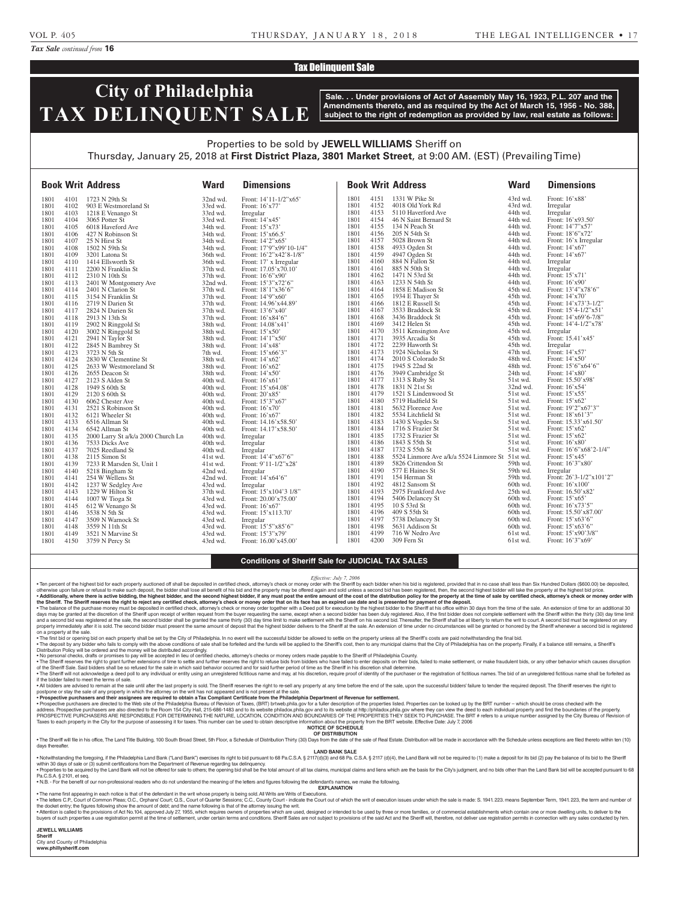*Tax Sale continued from* **16**

## Tax Delinquent Sale

# City of Philadelphia TAX DELINQUENT SALE

**Sale. . . Under provisions of Act of Assembly May 16, 1923, P.L. 207 and the Amendments thereto, and as required by the Act of March 15, 1956 - No. 388, subject to the right of redemption as provided by law, real estate as follows:**

Properties to be sold by **JEWELL WILLIAMS** Sheriff on Thursday, January 25, 2018 at **First District Plaza, 3801 Market Street**, at 9:00 AM. (EST) (Prevailing Time)

| Book | Writ | Address | Ward | Dimensions |
|---|---|---|---|---|
| 1801 | 4101 | 1723 N 29th St | 32nd wd. | Front: 14'11-1/2"x65' |
| 1801 | 4102 | 903 E Westmoreland St | 33rd wd. | Front: 16'x77' |
| 1801 | 4103 | 1218 E Venango St | 33rd wd. | Irregular |
| 1801 | 4104 | 3065 Potter St | 33rd wd. | Front: 14'x45' |
| 1801 | 4105 | 6018 Haveford Ave | 34th wd. | Front: 15'x73' |
| 1801 | 4106 | 427 N Robinson St | 34th wd. | Front: 15'x66.5' |
| 1801 | 4107 | 25 N Hirst St | 34th wd. | Front: 14'2"x65' |
| 1801 | 4108 | 1502 N 59th St | 34th wd. | Front: 17'9"x99'10-1/4" |
| 1801 | 4109 | 3201 Latona St | 36th wd. | Front: 16'2"x42'8-1/8" |
| 1801 | 4110 | 1414 Ellsworth St | 36th wd. | Front: 17' x Irregular |
| 1801 | 4111 | 2200 N Franklin St | 37th wd. | Front: 17.05'x70.10' |
| 1801 | 4112 | 2310 N 10th St | 37th wd. | Front: 16'6"x90' |
| 1801 | 4113 | 2401 W Montgomery Ave | 32nd wd. | Front: 15'3"x72'6" |
| 1801 | 4114 | 2401 N Clarion St | 37th wd. | Front: 18'1"x56'6" |
| 1801 | 4115 | 3154 N Franklin St | 37th wd. | Front: 14'9"x60' |
| 1801 | 4116 | 2719 N Darien St | 37th wd. | Front: 14.96'x44.89' |
| 1801 | 4117 | 2824 N Darien St | 37th wd. | Front: 13'6"x40' |
| 1801 | 4118 | 2913 N 13th St | 37th wd. | Front: 16'x84'6" |
| 1801 | 4119 | 2902 N Ringgold St | 38th wd. | Front: 14.08'x41' |
| 1801 | 4120 | 3002 N Ringgold St | 38th wd. | Front: 15'x50' |
| 1801 | 4121 | 2941 N Taylor St | 38th wd. | Front: 14'1"x50' |
| 1801 | 4122 | 2845 N Bambrey St | 38th wd. | Front: 14'x48' |
| 1801 | 4123 | 3723 N 5th St | 7th wd. | Front: 15'x66'3" |
| 1801 | 4124 | 2830 W Clementine St | 38th wd. | Front: 14'x62' |
| 1801 | 4125 | 2633 W Westmoreland St | 38th wd. | Front: 16'x62' |
| 1801 | 4126 | 2655 Deacon St | 38th wd. | Front: 14'x50' |
| 1801 | 4127 | 2123 S Alden St | 40th wd. | Front: 16'x61' |
| 1801 | 4128 | 1949 S 60th St | 40th wd. | Front: 15'x64.08' |
| 1801 | 4129 | 2120 S 60th St | 40th wd. | Front: 20'x85' |
| 1801 | 4130 | 6062 Chester Ave | 40th wd. | Front: 15'3"x67' |
| 1801 | 4131 | 2521 S Robinson St | 40th wd. | Front: 16'x70' |
| 1801 | 4132 | 6121 Wheeler St | 40th wd. | Front: 16'x67' |
| 1801 | 4133 | 6516 Allman St | 40th wd. | Front: 14.16'x58.50' |
| 1801 | 4134 | 6542 Allman St | 40th wd. | Front: 14.17'x58.50' |
| 1801 | 4135 | 2000 Larry St a/k/a 2000 Church Ln | 40th wd. | Irregular |
| 1801 | 4136 | 7533 Dicks Ave | 40th wd. | Irregular |
| 1801 | 4137 | 7025 Reedland St | 40th wd. | Irregular |
| 1801 | 4138 | 2115 Simon St | 41st wd. | Front: 14'4"x67'6" |
| 1801 | 4139 | 7233 R Marsden St, Unit 1 | 41st wd. | Front: 9'11-1/2"x28' |
| 1801 | 4140 | 5218 Bingham St | 42nd wd. | Irregular |
| 1801 | 4141 | 254 W Wellens St | 42nd wd. | Front: 14'x64'6" |
| 1801 | 4142 | 1237 W Sedgley Ave | 43rd wd. | Irregular |
| 1801 | 4143 | 1229 W Hilton St | 37th wd. | Front: 15'x104'3 1/8" |
| 1801 | 4144 | 1007 W Tioga St | 43rd wd. | Front: 20.00'x75.00' |
| 1801 | 4145 | 612 W Venango St | 43rd wd. | Front: 16'x67' |
| 1801 | 4146 | 3538 N 5th St | 43rd wd. | Front: 15'x113.70' |
| 1801 | 4147 | 3509 N Warnock St | 43rd wd. | Irregular |
| 1801 | 4148 | 3559 N 11th St | 43rd wd. | Front: 15'5"x85'6" |
| 1801 | 4149 | 3521 N Marvine St | 43rd wd. | Front: 15'3"x79' |
| 1801 | 4150 | 3759 N Percy St | 43rd wd. | Front: 16.00'x45.00' |
| 1801 | 4151 | 1331 W Pike St | 43rd wd. | Front: 16'x88' |
| 1801 | 4152 | 4018 Old York Rd | 43rd wd. | Irregular |
| 1801 | 4153 | 5110 Haverford Ave | 44th wd. | Irregular |
| 1801 | 4154 | 46 N Saint Bernard St | 44th wd. | Front: 16'x93.50' |
| 1801 | 4155 | 134 N Peach St | 44th wd. | Front: 14'7"x57' |
| 1801 | 4156 | 205 N 54th St | 44th wd. | Front: 18'6"x72' |
| 1801 | 4157 | 5028 Brown St | 44th wd. | Front: 16'x Irregular |
| 1801 | 4158 | 4933 Ogden St | 44th wd. | Front: 14'x67' |
| 1801 | 4159 | 4947 Ogden St | 44th wd. | Front: 14'x67' |
| 1801 | 4160 | 884 N Fallon St | 44th wd. | Irregular |
| 1801 | 4161 | 885 N 50th St | 44th wd. | Irregular |
| 1801 | 4162 | 1471 N 53rd St | 44th wd. | Front: 15'x71' |
| 1801 | 4163 | 1233 N 54th St | 44th wd. | Front: 16'x90' |
| 1801 | 4164 | 1858 E Madison St | 45th wd. | Front: 13'4"x78'6" |
| 1801 | 4165 | 1934 E Thayer St | 45th wd. | Front: 14'x70' |
| 1801 | 4166 | 1812 E Russell St | 45th wd. | Front: 14'x73'3-1/2" |
| 1801 | 4167 | 3533 Braddock St | 45th wd. | Front: 15'4-1/2"x51' |
| 1801 | 4168 | 3436 Braddock St | 45th wd. | Front: 14'x69'6-7/8" |
| 1801 | 4169 | 3412 Helen St | 45th wd. | Front: 14'4-1/2"x78' |
| 1801 | 4170 | 3511 Kensington Ave | 45th wd. | Irregular |
| 1801 | 4171 | 3935 Arcadia St | 45th wd. | Front: 15.41'x45' |
| 1801 | 4172 | 2239 Haworth St | 45th wd. | Irregular |
| 1801 | 4173 | 1924 Nicholas St | 47th wd. | Front: 14'x57' |
| 1801 | 4174 | 2010 S Colorado St | 48th wd. | Front: 14'x50' |
| 1801 | 4175 | 1945 S 22nd St | 48th wd. | Front: 15'6"x64'6" |
| 1801 | 4176 | 3949 Cambridge St | 24th wd. | Front: 14'x80' |
| 1801 | 4177 | 1313 S Ruby St | 51st wd. | Front: 15.50'x98' |
| 1801 | 4178 | 1831 N 21st St | 32nd wd. | Front: 16'x54' |
| 1801 | 4179 | 1521 S Lindenwood St | 51st wd. | Front: 15'x55' |
| 1801 | 4180 | 5719 Hadfield St | 51st wd. | Front: 15'x62' |
| 1801 | 4181 | 5632 Florence Ave | 51st wd. | Front: 19'2"x67'3" |
| 1801 | 4182 | 5534 Litchfield St | 51st wd. | Front: 18'x61'3" |
| 1801 | 4183 | 1430 S Vogdes St | 51st wd. | Front: 15.33'x61.50' |
| 1801 | 4184 | 1716 S Frazier St | 51st wd. | Front: 15'x62' |
| 1801 | 4185 | 1732 S Frazier St | 51st wd. | Front: 15'x62' |
| 1801 | 4186 | 1843 S 55th St | 51st wd. | Front: 16'x80' |
| 1801 | 4187 | 1732 S 55th St | 51st wd. | Front: 16'6"x68'2-1/4" |
| 1801 | 4188 | 5524 Linmore Ave a/k/a 5524 Linmore St | 51st wd. | Front: 15'x45' |
| 1801 | 4189 | 5826 Crittendon St | 59th wd. | Front: 16'3"x80' |
| 1801 | 4190 | 577 E Haines St | 59th wd. | Irregular |
| 1801 | 4191 | 154 Herman St | 59th wd. | Front: 26'3-1/2"x101'2" |
| 1801 | 4192 | 4812 Sansom St | 60th wd. | Front: 16'x100' |
| 1801 | 4193 | 2975 Frankford Ave | 25th wd. | Front: 16.50'x82' |
| 1801 | 4194 | 5406 Delancey St | 60th wd. | Front: 15'x65' |
| 1801 | 4195 | 10 S 53rd St | 60th wd. | Front: 16'x73'5" |
| 1801 | 4196 | 409 S 55th St | 60th wd. | Front: 15.50'x87.00' |
| 1801 | 4197 | 5738 Delancey St | 60th wd. | Front: 15'x63'6" |
| 1801 | 4198 | 5631 Addison St | 60th wd. | Front: 15'x63'6" |
| 1801 | 4199 | 716 W Nedro Ave | 61st wd. | Front: 15'x90'3/8" |
| 1801 | 4200 | 309 Fern St | 61st wd. | Front: 16'3"x69' |

### Conditions of Sheriff Sale for JUDICIAL TAX SALES

*Effective: July 7, 2006*

• Ten percent of the highest bid for each property auctioned off shall be deposited in certified check, attorney's check or money order with the Sheriff by each bidder when his bid is registered, provided that in no case shall less than Six Hundred Dollars ($600.00) be deposited, otherwise upon failure or refusal to make such deposit, the bidder shall lose all benefit of his bid and the property may be offered again and sold unless a second bid has been registered, then, the second highest bidder will take the property at the highest bid price.

• **Additionally, where there is active bidding, the highest bidder, and the second highest bidder, if any must post the entire amount of the cost of the distribution policy for the property at the time of sale by certified check, attorney's check or money order with the Sheriff. The Sheriff reserves the right to reject any certified check, attorney's check or money order that on its face has an expired use date and is presented for payment of the deposit.**

• The balance of the purchase money must be deposited in certified check, attorney's check or money order together with a Deed poll for execution by the highest bidder to the Sheriff at his office within 30 days from the time of the sale. An extension of time for an additional 30 days may be granted at the discretion of the Sheriff upon receipt of written request from the buyer requesting the same, except when a second bidder has been duly registered. Also, if the first bidder does not complete settlement with the Sheriff within the thirty (30) day time limit and a second bid was registered at the sale, the second bidder shall be granted the same thirty (30) day time limit to make settlement with the Sheriff on his second bid. Thereafter, the Sheriff shall be at liberty to return the writ to court. A second bid must be registered on any property immediately after it is sold. The second bidder must present the same amount of deposit that the highest bidder delivers to the Sheriff at the sale. An extension of time under no circumstances will be granted or honored by the Sheriff whenever a second bid is registered on a property at the sale.

• The first bid or opening bid on each property shall be set by the City of Philadelphia. In no event will the successful bidder be allowed to settle on the property unless all the Sheriff's costs are paid notwithstanding the final bid.

• The deposit by any bidder who fails to comply with the above conditions of sale shall be forfeited and the funds will be applied to the Sheriff's cost, then to any municipal claims that the City of Philadelphia has on the property. Finally, if a balance still remains, a Sheriff's Distribution Policy will be ordered and the money will be distributed accordingly.

• No personal checks, drafts or promises to pay will be accepted in lieu of certified checks, attorney's checks or money orders made payable to the Sheriff of Philadelphia County.

• The Sheriff reserves the right to grant further extensions of time to settle and further reserves the right to refuse bids from bidders who have failed to enter deposits on their bids, failed to make settlement, or make fraudulent bids, or any other behavior which causes disruption of the Sheriff Sale. Said bidders shall be so refused for the sale in which said behavior occurred and for said further period of time as the Sheriff in his discretion shall determine.

• The Sheriff will not acknowledge a deed poll to any individual or entity using an unregistered fictitious name and may, at his discretion, require proof of identity of the purchaser or the registration of fictitious names. The bid of an unregistered fictitious name shall be forfeited as if the bidder failed to meet the terms of sale.

• All bidders are advised to remain at the sale until after the last property is sold. The Sheriff reserves the right to re-sell any property at any time before the end of the sale, upon the successful bidders' failure to tender the required deposit. The Sheriff reserves the right to postpone or stay the sale of any property in which the attorney on the writ has not appeared and is not present at the sale.

• **Prospective purchasers and their assignees are required to obtain a Tax Compliant Certificate from the Philadelphia Department of Revenue for settlement.**

• Prospective purchasers are directed to the Web site of the Philadelphia Bureau of Revision of Taxes, (BRT) brtweb.phila.gov for a fuller description of the properties listed. Properties can be looked up by the BRT number – which should be cross checked with the address. Prospective purchasers are also directed to the Room 154 City Hall, 215-686-1483 and to its website philadox.phila.gov and to its website at http://philadox.phila.gov where they can view the deed to each individual property and find the boundaries of the property. PROSPECTIVE PURCHASERS ARE RESPONSIBLE FOR DETERMINING THE NATURE, LOCATION, CONDITION AND BOUNDARIES OF THE PROPERTIES THEY SEEK TO PURCHASE. The BRT # refers to a unique number assigned by the City Bureau of Revision of Taxes to each property in the City for the purpose of assessing it for taxes. This number can be used to obtain descriptive information about the property from the BRT website. Effective Date: July 7, 2006

**NOTICE OF SCHEDULE OF DISTRIBUTION**

• The Sheriff will file in his office, The Land Title Building, 100 South Broad Street, 5th Floor, a Schedule of Distribution Thirty (30) Days from the date of the sale of Real Estate. Distribution will be made in accordance with the Schedule unless exceptions are filed thereto within ten (10) days thereafter.

**LAND BANK SALE**

• Notwithstanding the foregoing, if the Philadelphia Land Bank ("Land Bank") exercises its right to bid pursuant to 68 Pa.C.S.A. § 2117(d)(3) and 68 Pa. C.S.A. § 2117 (d)(4), the Land Bank will not be required to (1) make a deposit for its bid (2) pay the balance of its bid to the Sheriff within 30 days of sale or (3) submit certifications from the Department of Revenue regarding tax delinquency.

• Properties to be acquired by the Land Bank will not be offered for sale to others; the opening bid shall be the total amount of all tax claims, municipal claims and liens which are the basis for the City's judgment, and no bids other than the Land Bank bid will be accepted pursuant to 68 Pa.C.S.A. § 2101, et seq.

• N.B. - For the benefit of our non-professional readers who do not understand the meaning of the letters and figures following the defendant's names, we make the following.

**EXPLANATION**

• The name first appearing in each notice is that of the defendant in the writ whose property is being sold. All Writs are Writs of Executions.

• The letters C.P., Court of Common Pleas; O.C., Orphans' Court; Q.S., Court of Quarter Sessions; C.C., County Court - indicate the Court out of which the writ of execution issues under which the sale is made: S. 1941. 223. means September Term, 1941. 223, the term and number of the docket entry; the figures following show the amount of debt; and the name following is that of the attorney issuing the writ.

• Attention is called to the provisions of Act No.104, approved July 27, 1955, which requires owners of properties which are used, designed or intended to be used by three or more families, or of commercial establishments which contain one or more dwelling units, to deliver to the buyers of such properties a use registration permit at the time of settlement, under certain terms and conditions. Sheriff Sales are not subject to provisions of the said Act and the Sheriff will, therefore, not deliver use registration permits in connection with any sales conducted by him.

**JEWELL WILLIAMS**
**Sheriff**
City and County of Philadelphia
**www.phillysheriff.com**